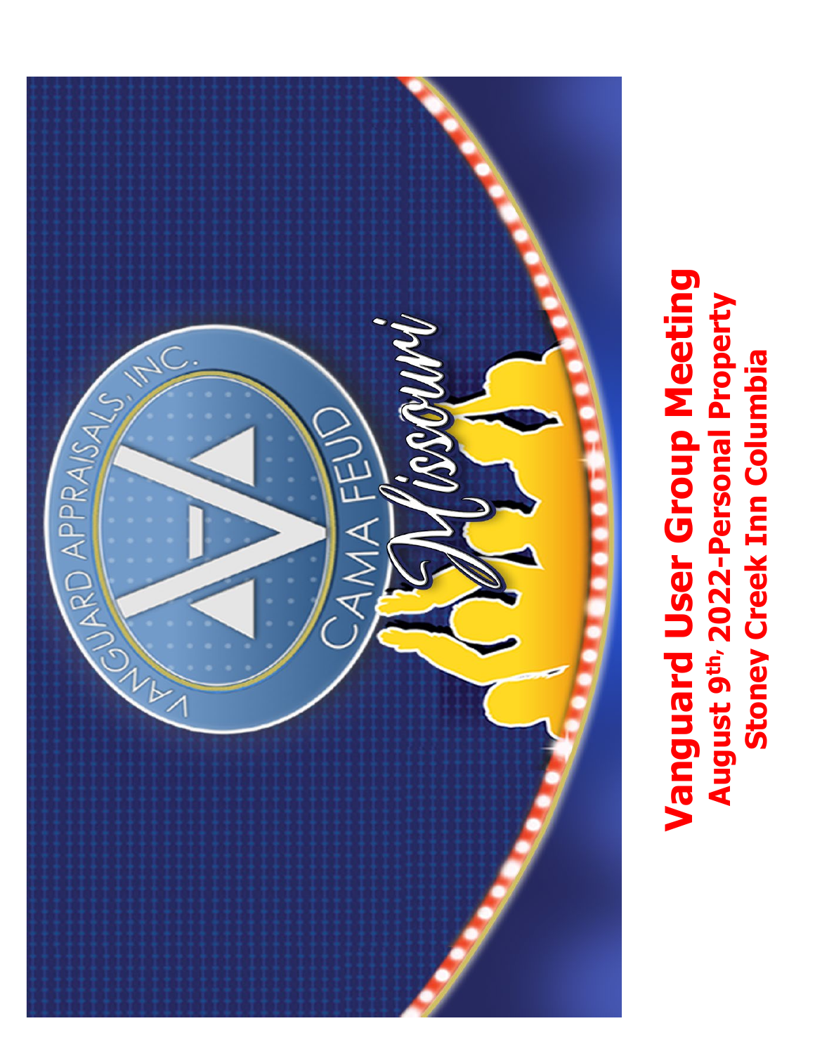# Vanguard User Group Meeting

**August 9th, 2022-Personal Property**

**Stoney Creek Inn Columbia**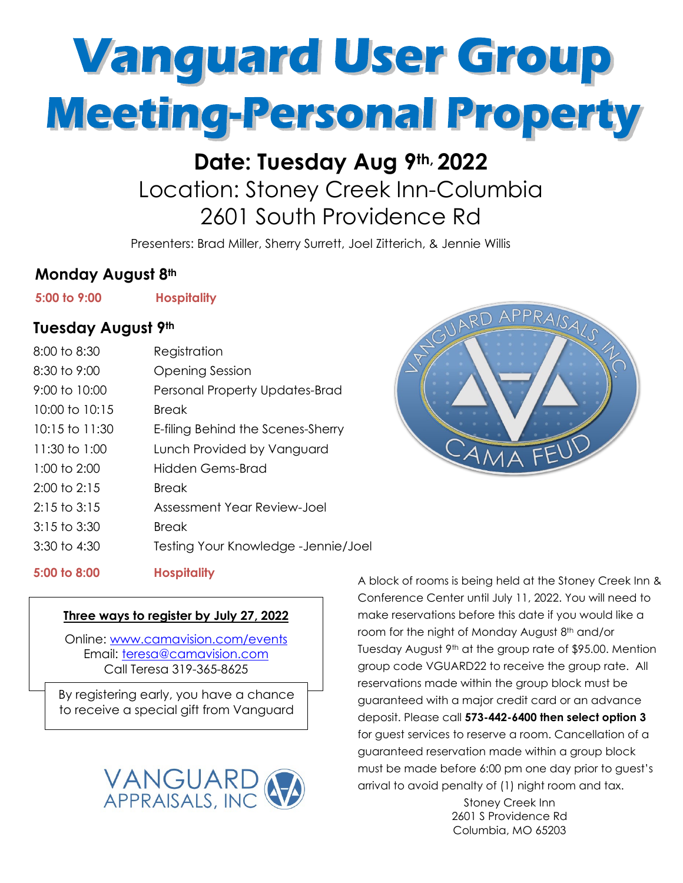# Vanguard User Group Meeting-Personal Property

## Date: Tuesday Aug 9th, 2022

Location: Stoney Creek Inn-Columbia
2601 South Providence Rd

Presenters: Brad Miller, Sherry Surrett, Joel Zitterich, & Jennie Willis

### Monday August 8th

**5:00 to 9:00** **Hospitality**

### Tuesday August 9th

| | |
|---|---|
| 8:00 to 8:30 | Registration |
| 8:30 to 9:00 | Opening Session |
| 9:00 to 10:00 | Personal Property Updates-Brad |
| 10:00 to 10:15 | Break |
| 10:15 to 11:30 | E-filing Behind the Scenes-Sherry |
| 11:30 to 1:00 | Lunch Provided by Vanguard |
| 1:00 to 2:00 | Hidden Gems-Brad |
| 2:00 to 2:15 | Break |
| 2:15 to 3:15 | Assessment Year Review-Joel |
| 3:15 to 3:30 | Break |
| 3:30 to 4:30 | Testing Your Knowledge -Jennie/Joel |
| **5:00 to 8:00** | **Hospitality** |

VANGUARD APPRAISALS, INC.
CAMA FEUD

**Three ways to register by July 27, 2022**

Online: www.camavision.com/events
Email: teresa@camavision.com
Call Teresa 319-365-8625

By registering early, you have a chance to receive a special gift from Vanguard

A block of rooms is being held at the Stoney Creek Inn & Conference Center until July 11, 2022. You will need to make reservations before this date if you would like a room for the night of Monday August 8th and/or Tuesday August 9th at the group rate of $95.00. Mention group code VGUARD22 to receive the group rate. All reservations made within the group block must be guaranteed with a major credit card or an advance deposit. Please call **573-442-6400 then select option 3** for guest services to reserve a room. Cancellation of a guaranteed reservation made within a group block must be made before 6:00 pm one day prior to guest's arrival to avoid penalty of (1) night room and tax.

Stoney Creek Inn
2601 S Providence Rd
Columbia, MO 65203

VANGUARD APPRAISALS, INC